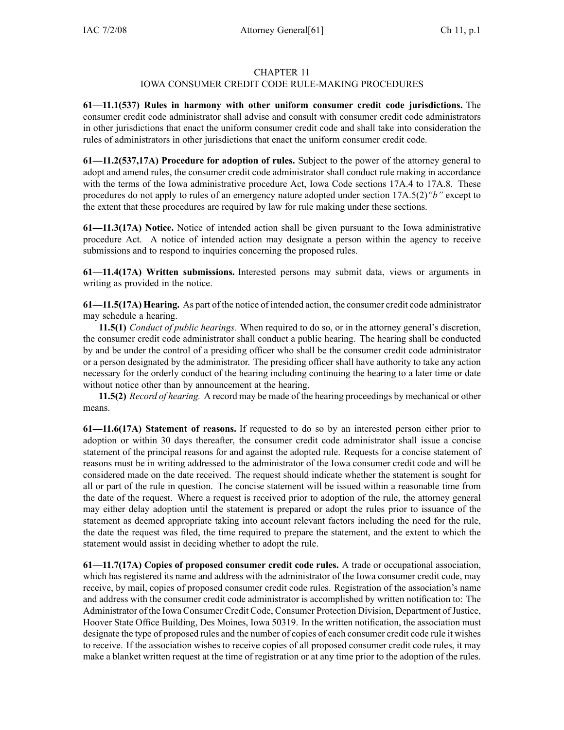# CHAPTER 11
## IOWA CONSUMER CREDIT CODE RULE-MAKING PROCEDURES

**61—11.1(537) Rules in harmony with other uniform consumer credit code jurisdictions.** The consumer credit code administrator shall advise and consult with consumer credit code administrators in other jurisdictions that enact the uniform consumer credit code and shall take into consideration the rules of administrators in other jurisdictions that enact the uniform consumer credit code.

**61—11.2(537,17A) Procedure for adoption of rules.** Subject to the power of the attorney general to adopt and amend rules, the consumer credit code administrator shall conduct rule making in accordance with the terms of the Iowa administrative procedure Act, Iowa Code sections 17A.4 to 17A.8. These procedures do not apply to rules of an emergency nature adopted under section 17A.5(2)*"b"* except to the extent that these procedures are required by law for rule making under these sections.

**61—11.3(17A) Notice.** Notice of intended action shall be given pursuant to the Iowa administrative procedure Act. A notice of intended action may designate a person within the agency to receive submissions and to respond to inquiries concerning the proposed rules.

**61—11.4(17A) Written submissions.** Interested persons may submit data, views or arguments in writing as provided in the notice.

**61—11.5(17A) Hearing.** As part of the notice of intended action, the consumer credit code administrator may schedule a hearing.

**11.5(1)** *Conduct of public hearings.* When required to do so, or in the attorney general's discretion, the consumer credit code administrator shall conduct a public hearing. The hearing shall be conducted by and be under the control of a presiding officer who shall be the consumer credit code administrator or a person designated by the administrator. The presiding officer shall have authority to take any action necessary for the orderly conduct of the hearing including continuing the hearing to a later time or date without notice other than by announcement at the hearing.

**11.5(2)** *Record of hearing.* A record may be made of the hearing proceedings by mechanical or other means.

**61—11.6(17A) Statement of reasons.** If requested to do so by an interested person either prior to adoption or within 30 days thereafter, the consumer credit code administrator shall issue a concise statement of the principal reasons for and against the adopted rule. Requests for a concise statement of reasons must be in writing addressed to the administrator of the Iowa consumer credit code and will be considered made on the date received. The request should indicate whether the statement is sought for all or part of the rule in question. The concise statement will be issued within a reasonable time from the date of the request. Where a request is received prior to adoption of the rule, the attorney general may either delay adoption until the statement is prepared or adopt the rules prior to issuance of the statement as deemed appropriate taking into account relevant factors including the need for the rule, the date the request was filed, the time required to prepare the statement, and the extent to which the statement would assist in deciding whether to adopt the rule.

**61—11.7(17A) Copies of proposed consumer credit code rules.** A trade or occupational association, which has registered its name and address with the administrator of the Iowa consumer credit code, may receive, by mail, copies of proposed consumer credit code rules. Registration of the association's name and address with the consumer credit code administrator is accomplished by written notification to: The Administrator of the Iowa Consumer Credit Code, Consumer Protection Division, Department of Justice, Hoover State Office Building, Des Moines, Iowa 50319. In the written notification, the association must designate the type of proposed rules and the number of copies of each consumer credit code rule it wishes to receive. If the association wishes to receive copies of all proposed consumer credit code rules, it may make a blanket written request at the time of registration or at any time prior to the adoption of the rules.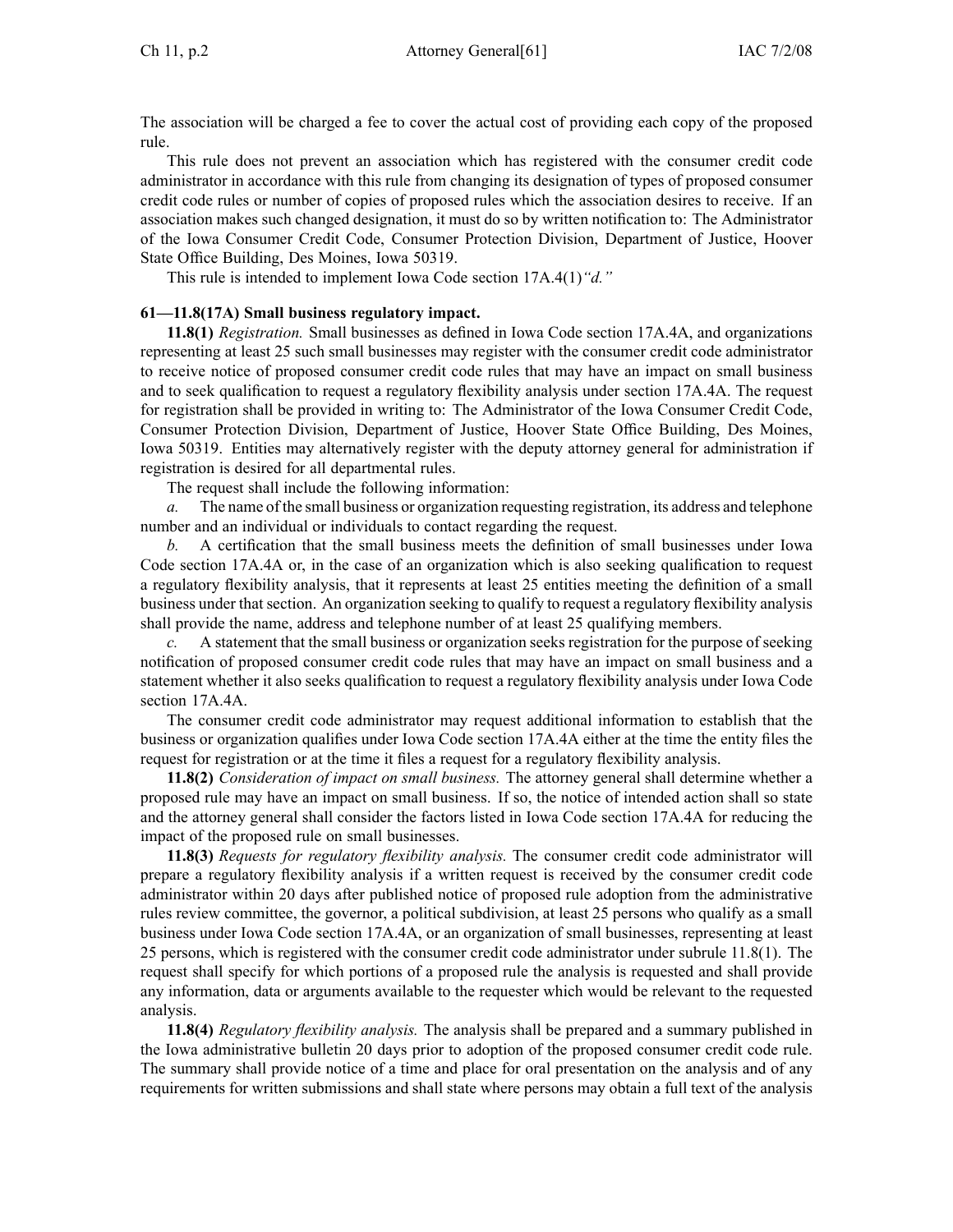The association will be charged a fee to cover the actual cost of providing each copy of the proposed rule.

This rule does not prevent an association which has registered with the consumer credit code administrator in accordance with this rule from changing its designation of types of proposed consumer credit code rules or number of copies of proposed rules which the association desires to receive. If an association makes such changed designation, it must do so by written notification to: The Administrator of the Iowa Consumer Credit Code, Consumer Protection Division, Department of Justice, Hoover State Office Building, Des Moines, Iowa 50319.

This rule is intended to implement Iowa Code section 17A.4(1)*"d."*

**61—11.8(17A) Small business regulatory impact.**

**11.8(1)** *Registration.* Small businesses as defined in Iowa Code section 17A.4A, and organizations representing at least 25 such small businesses may register with the consumer credit code administrator to receive notice of proposed consumer credit code rules that may have an impact on small business and to seek qualification to request a regulatory flexibility analysis under section 17A.4A. The request for registration shall be provided in writing to: The Administrator of the Iowa Consumer Credit Code, Consumer Protection Division, Department of Justice, Hoover State Office Building, Des Moines, Iowa 50319. Entities may alternatively register with the deputy attorney general for administration if registration is desired for all departmental rules.

The request shall include the following information:

*a.* The name of the small business or organization requesting registration, its address and telephone number and an individual or individuals to contact regarding the request.

*b.* A certification that the small business meets the definition of small businesses under Iowa Code section 17A.4A or, in the case of an organization which is also seeking qualification to request a regulatory flexibility analysis, that it represents at least 25 entities meeting the definition of a small business under that section. An organization seeking to qualify to request a regulatory flexibility analysis shall provide the name, address and telephone number of at least 25 qualifying members.

*c.* A statement that the small business or organization seeks registration for the purpose of seeking notification of proposed consumer credit code rules that may have an impact on small business and a statement whether it also seeks qualification to request a regulatory flexibility analysis under Iowa Code section 17A.4A.

The consumer credit code administrator may request additional information to establish that the business or organization qualifies under Iowa Code section 17A.4A either at the time the entity files the request for registration or at the time it files a request for a regulatory flexibility analysis.

**11.8(2)** *Consideration of impact on small business.* The attorney general shall determine whether a proposed rule may have an impact on small business. If so, the notice of intended action shall so state and the attorney general shall consider the factors listed in Iowa Code section 17A.4A for reducing the impact of the proposed rule on small businesses.

**11.8(3)** *Requests for regulatory flexibility analysis.* The consumer credit code administrator will prepare a regulatory flexibility analysis if a written request is received by the consumer credit code administrator within 20 days after published notice of proposed rule adoption from the administrative rules review committee, the governor, a political subdivision, at least 25 persons who qualify as a small business under Iowa Code section 17A.4A, or an organization of small businesses, representing at least 25 persons, which is registered with the consumer credit code administrator under subrule 11.8(1). The request shall specify for which portions of a proposed rule the analysis is requested and shall provide any information, data or arguments available to the requester which would be relevant to the requested analysis.

**11.8(4)** *Regulatory flexibility analysis.* The analysis shall be prepared and a summary published in the Iowa administrative bulletin 20 days prior to adoption of the proposed consumer credit code rule. The summary shall provide notice of a time and place for oral presentation on the analysis and of any requirements for written submissions and shall state where persons may obtain a full text of the analysis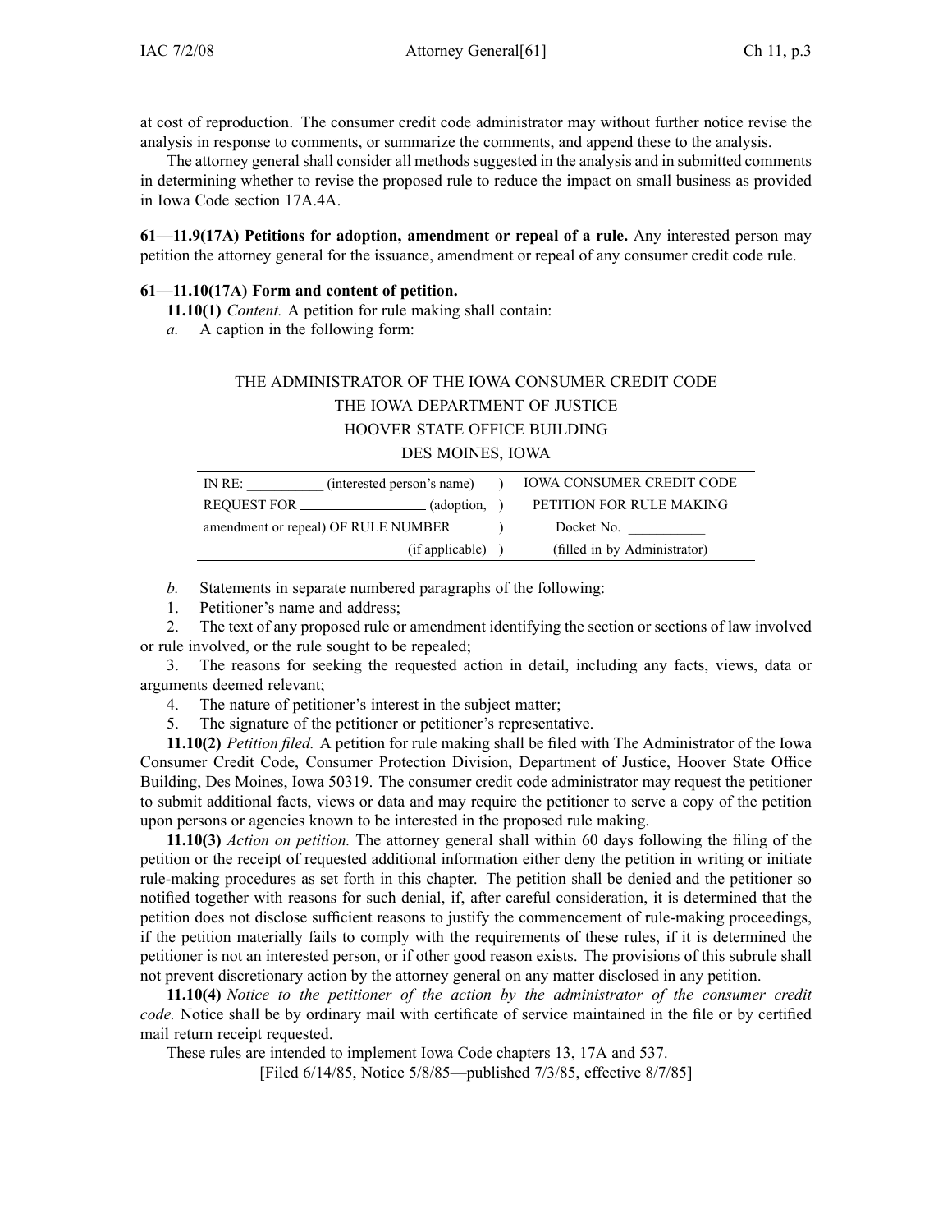at cost of reproduction. The consumer credit code administrator may without further notice revise the analysis in response to comments, or summarize the comments, and append these to the analysis.

The attorney general shall consider all methods suggested in the analysis and in submitted comments in determining whether to revise the proposed rule to reduce the impact on small business as provided in Iowa Code section 17A.4A.

**61—11.9(17A) Petitions for adoption, amendment or repeal of a rule.** Any interested person may petition the attorney general for the issuance, amendment or repeal of any consumer credit code rule.

**61—11.10(17A) Form and content of petition.**

**11.10(1)** *Content.* A petition for rule making shall contain:

*a.* A caption in the following form:

THE ADMINISTRATOR OF THE IOWA CONSUMER CREDIT CODE
THE IOWA DEPARTMENT OF JUSTICE
HOOVER STATE OFFICE BUILDING
DES MOINES, IOWA

| | | |
|---|---|---|
| IN RE: \_\_\_\_\_\_\_\_\_\_ (interested person's name) | ) | IOWA CONSUMER CREDIT CODE |
| REQUEST FOR \_\_\_\_\_\_\_\_\_\_\_\_\_\_\_\_ (adoption, | ) | PETITION FOR RULE MAKING |
| amendment or repeal) OF RULE NUMBER | ) | Docket No. \_\_\_\_\_\_\_\_\_\_ |
| \_\_\_\_\_\_\_\_\_\_\_\_\_\_\_\_\_\_\_\_\_\_\_\_ (if applicable) | ) | (filled in by Administrator) |

*b.* Statements in separate numbered paragraphs of the following:

1. Petitioner's name and address;
2. The text of any proposed rule or amendment identifying the section or sections of law involved or rule involved, or the rule sought to be repealed;
3. The reasons for seeking the requested action in detail, including any facts, views, data or arguments deemed relevant;
4. The nature of petitioner's interest in the subject matter;
5. The signature of the petitioner or petitioner's representative.

**11.10(2)** *Petition filed.* A petition for rule making shall be filed with The Administrator of the Iowa Consumer Credit Code, Consumer Protection Division, Department of Justice, Hoover State Office Building, Des Moines, Iowa 50319. The consumer credit code administrator may request the petitioner to submit additional facts, views or data and may require the petitioner to serve a copy of the petition upon persons or agencies known to be interested in the proposed rule making.

**11.10(3)** *Action on petition.* The attorney general shall within 60 days following the filing of the petition or the receipt of requested additional information either deny the petition in writing or initiate rule-making procedures as set forth in this chapter. The petition shall be denied and the petitioner so notified together with reasons for such denial, if, after careful consideration, it is determined that the petition does not disclose sufficient reasons to justify the commencement of rule-making proceedings, if the petition materially fails to comply with the requirements of these rules, if it is determined the petitioner is not an interested person, or if other good reason exists. The provisions of this subrule shall not prevent discretionary action by the attorney general on any matter disclosed in any petition.

**11.10(4)** *Notice to the petitioner of the action by the administrator of the consumer credit code.* Notice shall be by ordinary mail with certificate of service maintained in the file or by certified mail return receipt requested.

These rules are intended to implement Iowa Code chapters 13, 17A and 537.

[Filed 6/14/85, Notice 5/8/85—published 7/3/85, effective 8/7/85]